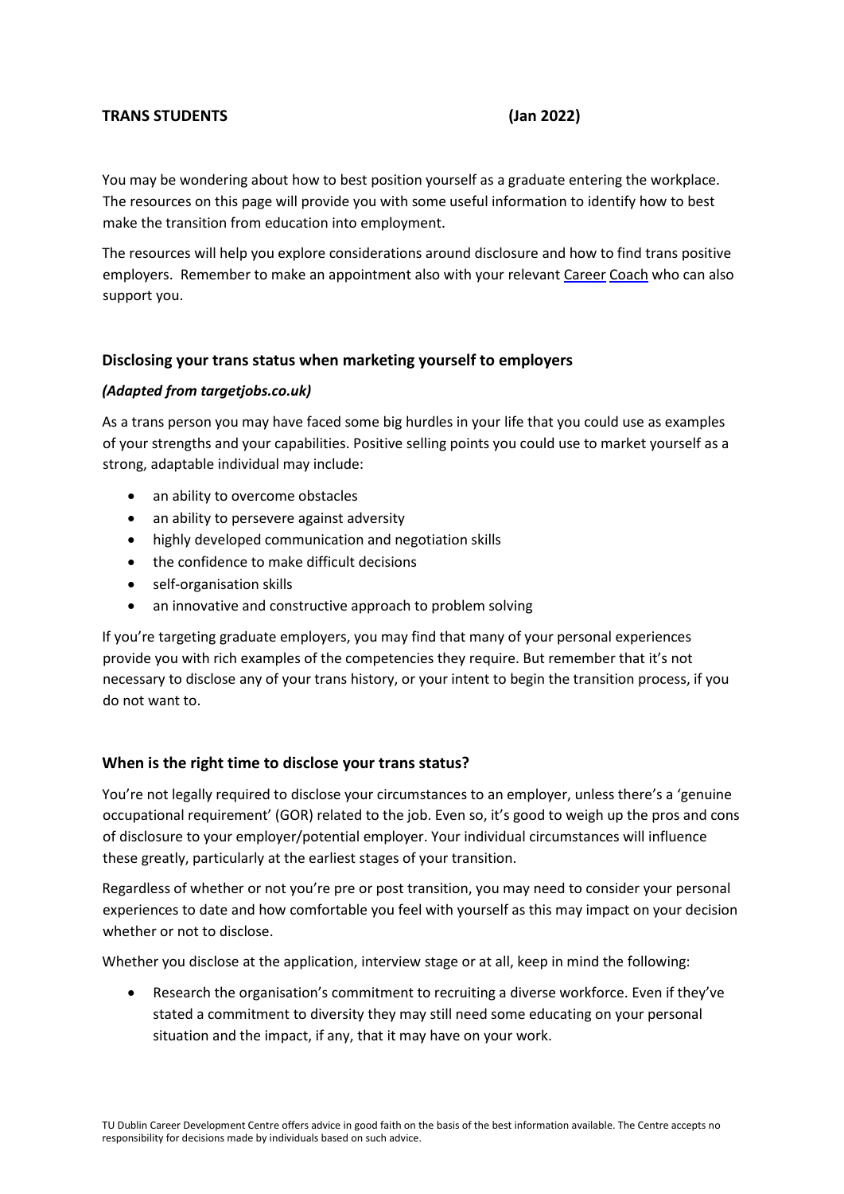**TRANS STUDENTS (Jan 2022)**

You may be wondering about how to best position yourself as a graduate entering the workplace. The resources on this page will provide you with some useful information to identify how to best make the transition from education into employment.

The resources will help you explore considerations around disclosure and how to find trans positive employers. Remember to make an appointment also with your relevant Career Coach who can also support you.

## Disclosing your trans status when marketing yourself to employers

***(Adapted from targetjobs.co.uk)***

As a trans person you may have faced some big hurdles in your life that you could use as examples of your strengths and your capabilities. Positive selling points you could use to market yourself as a strong, adaptable individual may include:

- an ability to overcome obstacles
- an ability to persevere against adversity
- highly developed communication and negotiation skills
- the confidence to make difficult decisions
- self-organisation skills
- an innovative and constructive approach to problem solving

If you're targeting graduate employers, you may find that many of your personal experiences provide you with rich examples of the competencies they require. But remember that it's not necessary to disclose any of your trans history, or your intent to begin the transition process, if you do not want to.

## When is the right time to disclose your trans status?

You're not legally required to disclose your circumstances to an employer, unless there's a 'genuine occupational requirement' (GOR) related to the job. Even so, it's good to weigh up the pros and cons of disclosure to your employer/potential employer. Your individual circumstances will influence these greatly, particularly at the earliest stages of your transition.

Regardless of whether or not you're pre or post transition, you may need to consider your personal experiences to date and how comfortable you feel with yourself as this may impact on your decision whether or not to disclose.

Whether you disclose at the application, interview stage or at all, keep in mind the following:

- Research the organisation's commitment to recruiting a diverse workforce. Even if they've stated a commitment to diversity they may still need some educating on your personal situation and the impact, if any, that it may have on your work.

TU Dublin Career Development Centre offers advice in good faith on the basis of the best information available. The Centre accepts no responsibility for decisions made by individuals based on such advice.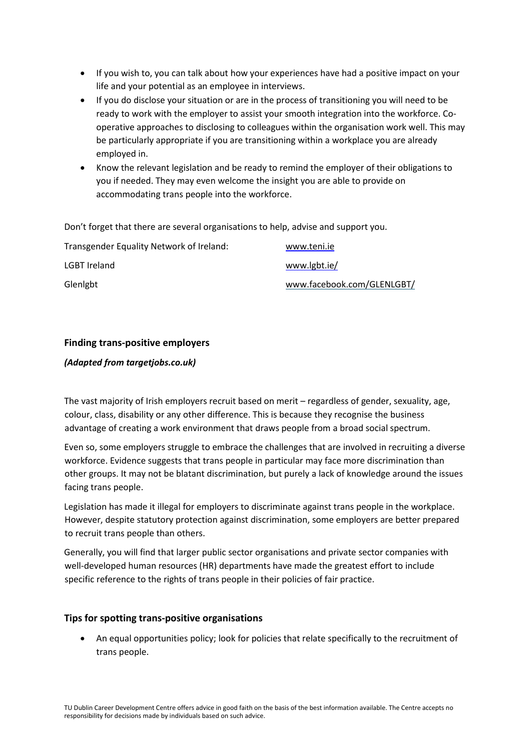- If you wish to, you can talk about how your experiences have had a positive impact on your life and your potential as an employee in interviews.
- If you do disclose your situation or are in the process of transitioning you will need to be ready to work with the employer to assist your smooth integration into the workforce. Co-operative approaches to disclosing to colleagues within the organisation work well. This may be particularly appropriate if you are transitioning within a workplace you are already employed in.
- Know the relevant legislation and be ready to remind the employer of their obligations to you if needed. They may even welcome the insight you are able to provide on accommodating trans people into the workforce.

Don't forget that there are several organisations to help, advise and support you.

| | |
|---|---|
| Transgender Equality Network of Ireland: | www.teni.ie |
| LGBT Ireland | www.lgbt.ie/ |
| Glenlgbt | www.facebook.com/GLENLGBT/ |

### Finding trans-positive employers

***(Adapted from targetjobs.co.uk)***

The vast majority of Irish employers recruit based on merit – regardless of gender, sexuality, age, colour, class, disability or any other difference. This is because they recognise the business advantage of creating a work environment that draws people from a broad social spectrum.

Even so, some employers struggle to embrace the challenges that are involved in recruiting a diverse workforce. Evidence suggests that trans people in particular may face more discrimination than other groups. It may not be blatant discrimination, but purely a lack of knowledge around the issues facing trans people.

Legislation has made it illegal for employers to discriminate against trans people in the workplace. However, despite statutory protection against discrimination, some employers are better prepared to recruit trans people than others.

Generally, you will find that larger public sector organisations and private sector companies with well-developed human resources (HR) departments have made the greatest effort to include specific reference to the rights of trans people in their policies of fair practice.

### Tips for spotting trans-positive organisations

- An equal opportunities policy; look for policies that relate specifically to the recruitment of trans people.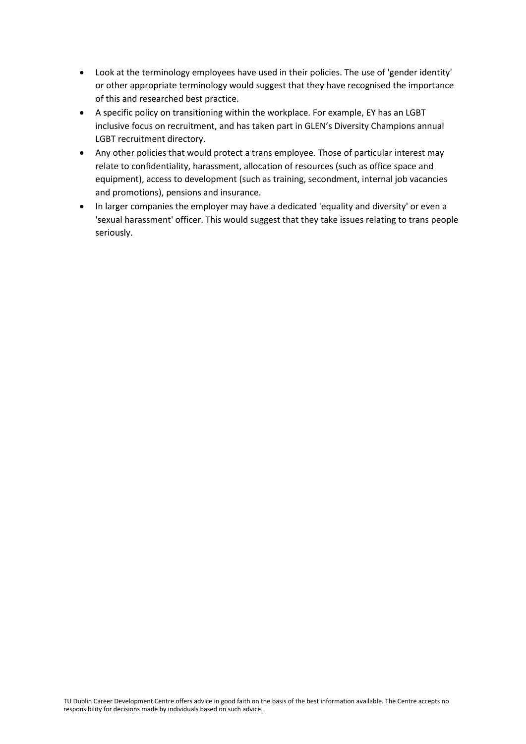- Look at the terminology employees have used in their policies. The use of 'gender identity' or other appropriate terminology would suggest that they have recognised the importance of this and researched best practice.
- A specific policy on transitioning within the workplace. For example, EY has an LGBT inclusive focus on recruitment, and has taken part in GLEN's Diversity Champions annual LGBT recruitment directory.
- Any other policies that would protect a trans employee. Those of particular interest may relate to confidentiality, harassment, allocation of resources (such as office space and equipment), access to development (such as training, secondment, internal job vacancies and promotions), pensions and insurance.
- In larger companies the employer may have a dedicated 'equality and diversity' or even a 'sexual harassment' officer. This would suggest that they take issues relating to trans people seriously.

TU Dublin Career Development Centre offers advice in good faith on the basis of the best information available. The Centre accepts no responsibility for decisions made by individuals based on such advice.